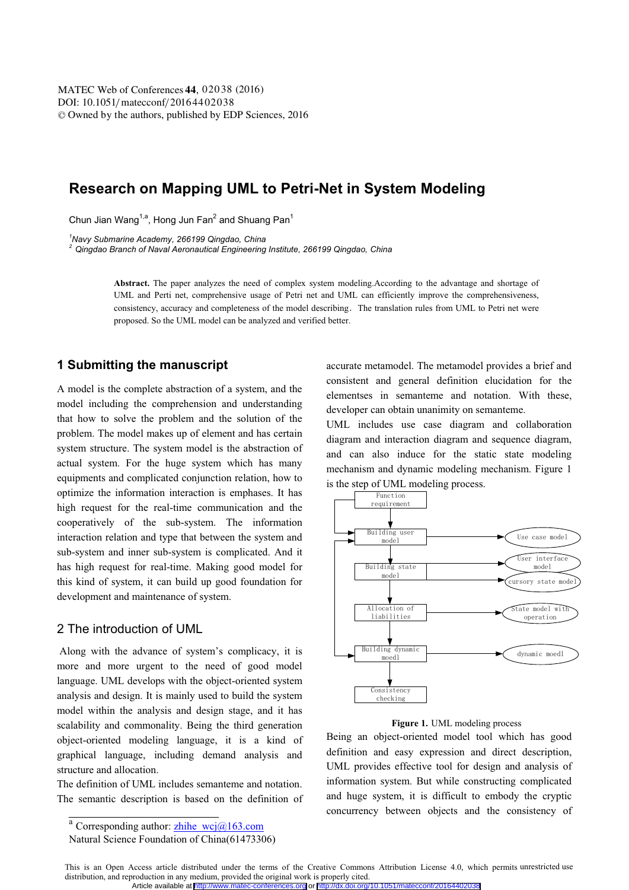MATEC Web of Conferences **44**, 02038 (2016)
DOI: 10.1051/matecconf/20164402038
© Owned by the authors, published by EDP Sciences, 2016

# Research on Mapping UML to Petri-Net in System Modeling

Chun Jian Wang[1,a], Hong Jun Fan[2] and Shuang Pan[1]

[1]Navy Submarine Academy, 266199 Qingdao, China
[2] Qingdao Branch of Naval Aeronautical Engineering Institute, 266199 Qingdao, China

**Abstract.** The paper analyzes the need of complex system modeling.According to the advantage and shortage of UML and Perti net, comprehensive usage of Petri net and UML can efficiently improve the comprehensiveness, consistency, accuracy and completeness of the model describing. The translation rules from UML to Petri net were proposed. So the UML model can be analyzed and verified better.

## 1 Submitting the manuscript

A model is the complete abstraction of a system, and the model including the comprehension and understanding that how to solve the problem and the solution of the problem. The model makes up of element and has certain system structure. The system model is the abstraction of actual system. For the huge system which has many equipments and complicated conjunction relation, how to optimize the information interaction is emphases. It has high request for the real-time communication and the cooperatively of the sub-system. The information interaction relation and type that between the system and sub-system and inner sub-system is complicated. And it has high request for real-time. Making good model for this kind of system, it can build up good foundation for development and maintenance of system.

## 2 The introduction of UML

Along with the advance of system's complicacy, it is more and more urgent to the need of good model language. UML develops with the object-oriented system analysis and design. It is mainly used to build the system model within the analysis and design stage, and it has scalability and commonality. Being the third generation object-oriented modeling language, it is a kind of graphical language, including demand analysis and structure and allocation.

The definition of UML includes semanteme and notation. The semantic description is based on the definition of accurate metamodel. The metamodel provides a brief and consistent and general definition elucidation for the elementses in semanteme and notation. With these, developer can obtain unanimity on semanteme.

UML includes use case diagram and collaboration diagram and interaction diagram and sequence diagram, and can also induce for the static state modeling mechanism and dynamic modeling mechanism. Figure 1 is the step of UML modeling process.

**Figure 1.** UML modeling process

Being an object-oriented model tool which has good definition and easy expression and direct description, UML provides effective tool for design and analysis of information system. But while constructing complicated and huge system, it is difficult to embody the cryptic concurrency between objects and the consistency of

[a] Corresponding author: zhihe_wcj@163.com
Natural Science Foundation of China(61473306)

This is an Open Access article distributed under the terms of the Creative Commons Attribution License 4.0, which permits unrestricted use distribution, and reproduction in any medium, provided the original work is properly cited.
Article available at http://www.matec-conferences.org or http://dx.doi.org/10.1051/matecconf/20164402038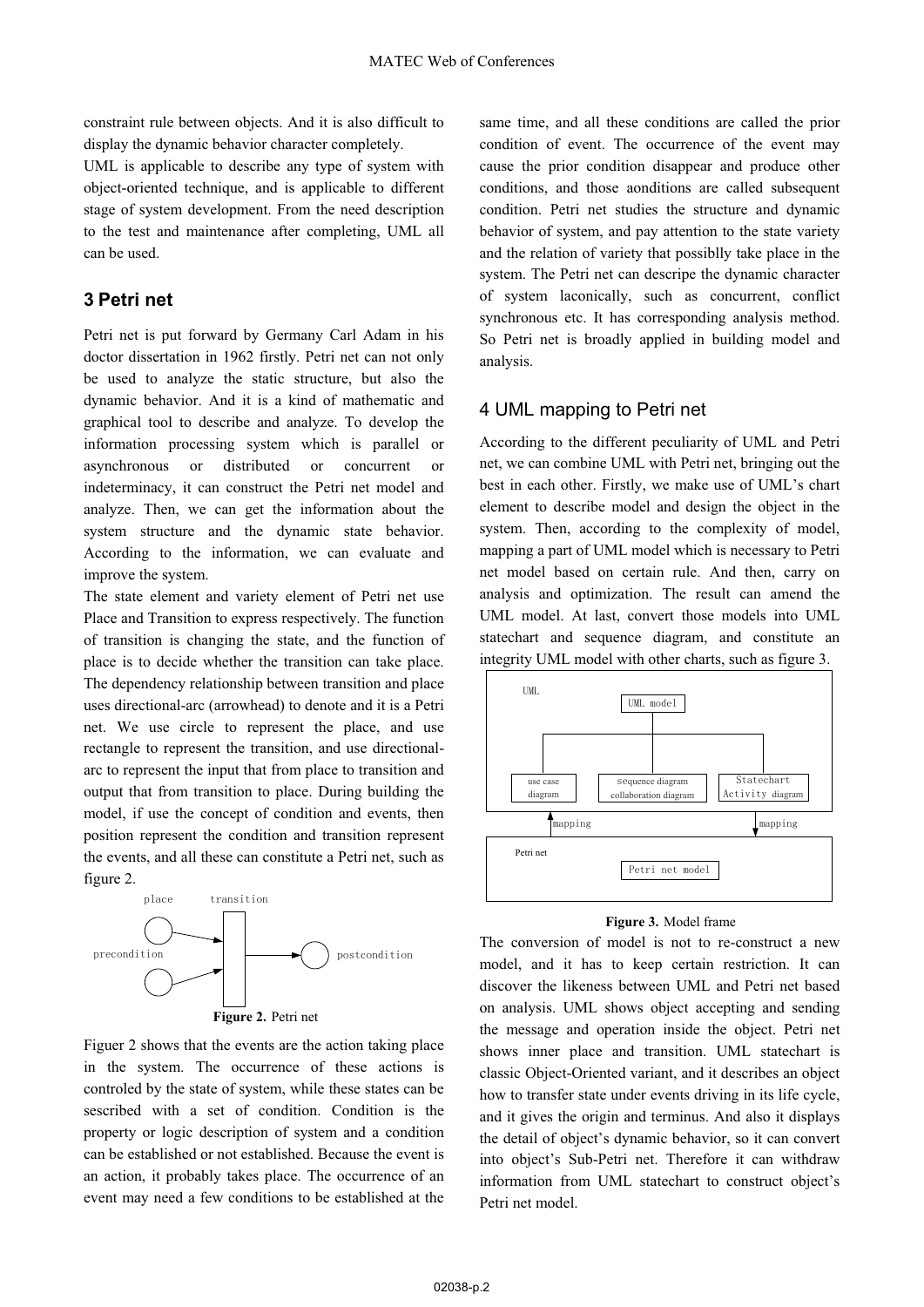constraint rule between objects. And it is also difficult to display the dynamic behavior character completely.

UML is applicable to describe any type of system with object-oriented technique, and is applicable to different stage of system development. From the need description to the test and maintenance after completing, UML all can be used.

## 3 Petri net

Petri net is put forward by Germany Carl Adam in his doctor dissertation in 1962 firstly. Petri net can not only be used to analyze the static structure, but also the dynamic behavior. And it is a kind of mathematic and graphical tool to describe and analyze. To develop the information processing system which is parallel or asynchronous or distributed or concurrent or indeterminacy, it can construct the Petri net model and analyze. Then, we can get the information about the system structure and the dynamic state behavior. According to the information, we can evaluate and improve the system.

The state element and variety element of Petri net use Place and Transition to express respectively. The function of transition is changing the state, and the function of place is to decide whether the transition can take place. The dependency relationship between transition and place uses directional-arc (arrowhead) to denote and it is a Petri net. We use circle to represent the place, and use rectangle to represent the transition, and use directional-arc to represent the input that from place to transition and output that from transition to place. During building the model, if use the concept of condition and events, then position represent the condition and transition represent the events, and all these can constitute a Petri net, such as figure 2.

place

transition

precondition

postcondition

**Figure 2.** Petri net

Figuer 2 shows that the events are the action taking place in the system. The occurrence of these actions is controled by the state of system, while these states can be sescribed with a set of condition. Condition is the property or logic description of system and a condition can be established or not established. Because the event is an action, it probably takes place. The occurrence of an event may need a few conditions to be established at the same time, and all these conditions are called the prior condition of event. The occurrence of the event may cause the prior condition disappear and produce other conditions, and those aonditions are called subsequent condition. Petri net studies the structure and dynamic behavior of system, and pay attention to the state variety and the relation of variety that possiblly take place in the system. The Petri net can descripe the dynamic character of system laconically, such as concurrent, conflict synchronous etc. It has corresponding analysis method. So Petri net is broadly applied in building model and analysis.

## 4 UML mapping to Petri net

According to the different peculiarity of UML and Petri net, we can combine UML with Petri net, bringing out the best in each other. Firstly, we make use of UML's chart element to describe model and design the object in the system. Then, according to the complexity of model, mapping a part of UML model which is necessary to Petri net model based on certain rule. And then, carry on analysis and optimization. The result can amend the UML model. At last, convert those models into UML statechart and sequence diagram, and constitute an integrity UML model with other charts, such as figure 3.

UML

UML model

use case diagram

sequence diagram collaboration diagram

Statechart Activity diagram

mapping

mapping

Petri net

Petri net model

**Figure 3.** Model frame

The conversion of model is not to re-construct a new model, and it has to keep certain restriction. It can discover the likeness between UML and Petri net based on analysis. UML shows object accepting and sending the message and operation inside the object. Petri net shows inner place and transition. UML statechart is classic Object-Oriented variant, and it describes an object how to transfer state under events driving in its life cycle, and it gives the origin and terminus. And also it displays the detail of object's dynamic behavior, so it can convert into object's Sub-Petri net. Therefore it can withdraw information from UML statechart to construct object's Petri net model.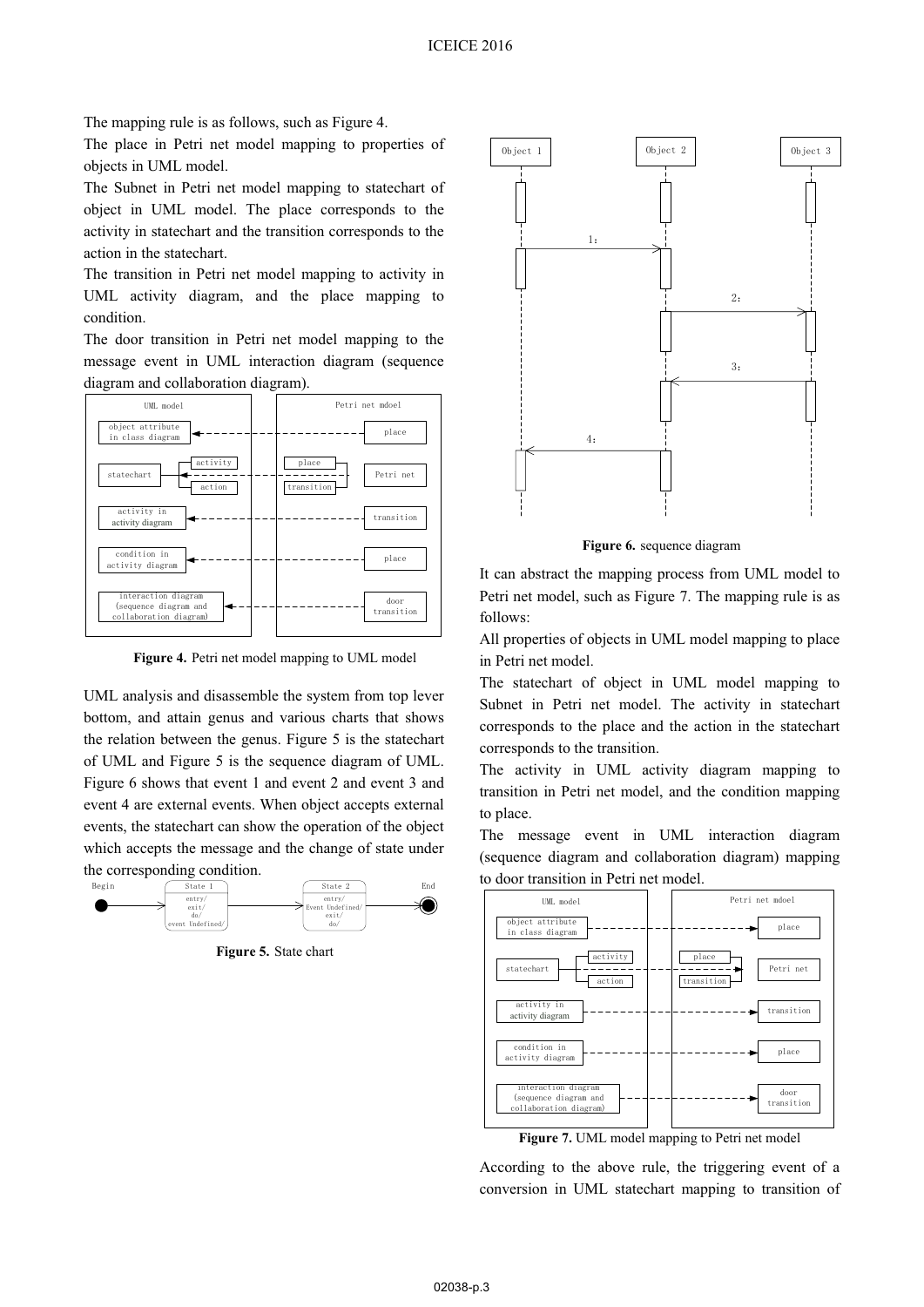The mapping rule is as follows, such as Figure 4.

The place in Petri net model mapping to properties of objects in UML model.

The Subnet in Petri net model mapping to statechart of object in UML model. The place corresponds to the activity in statechart and the transition corresponds to the action in the statechart.

The transition in Petri net model mapping to activity in UML activity diagram, and the place mapping to condition.

The door transition in Petri net model mapping to the message event in UML interaction diagram (sequence diagram and collaboration diagram).

**Figure 4.** Petri net model mapping to UML model

UML analysis and disassemble the system from top lever bottom, and attain genus and various charts that shows the relation between the genus. Figure 5 is the statechart of UML and Figure 5 is the sequence diagram of UML. Figure 6 shows that event 1 and event 2 and event 3 and event 4 are external events. When object accepts external events, the statechart can show the operation of the object which accepts the message and the change of state under the corresponding condition.

**Figure 5.** State chart

**Figure 6.** sequence diagram

It can abstract the mapping process from UML model to Petri net model, such as Figure 7. The mapping rule is as follows:

All properties of objects in UML model mapping to place in Petri net model.

The statechart of object in UML model mapping to Subnet in Petri net model. The activity in statechart corresponds to the place and the action in the statechart corresponds to the transition.

The activity in UML activity diagram mapping to transition in Petri net model, and the condition mapping to place.

The message event in UML interaction diagram (sequence diagram and collaboration diagram) mapping to door transition in Petri net model.

**Figure 7.** UML model mapping to Petri net model

According to the above rule, the triggering event of a conversion in UML statechart mapping to transition of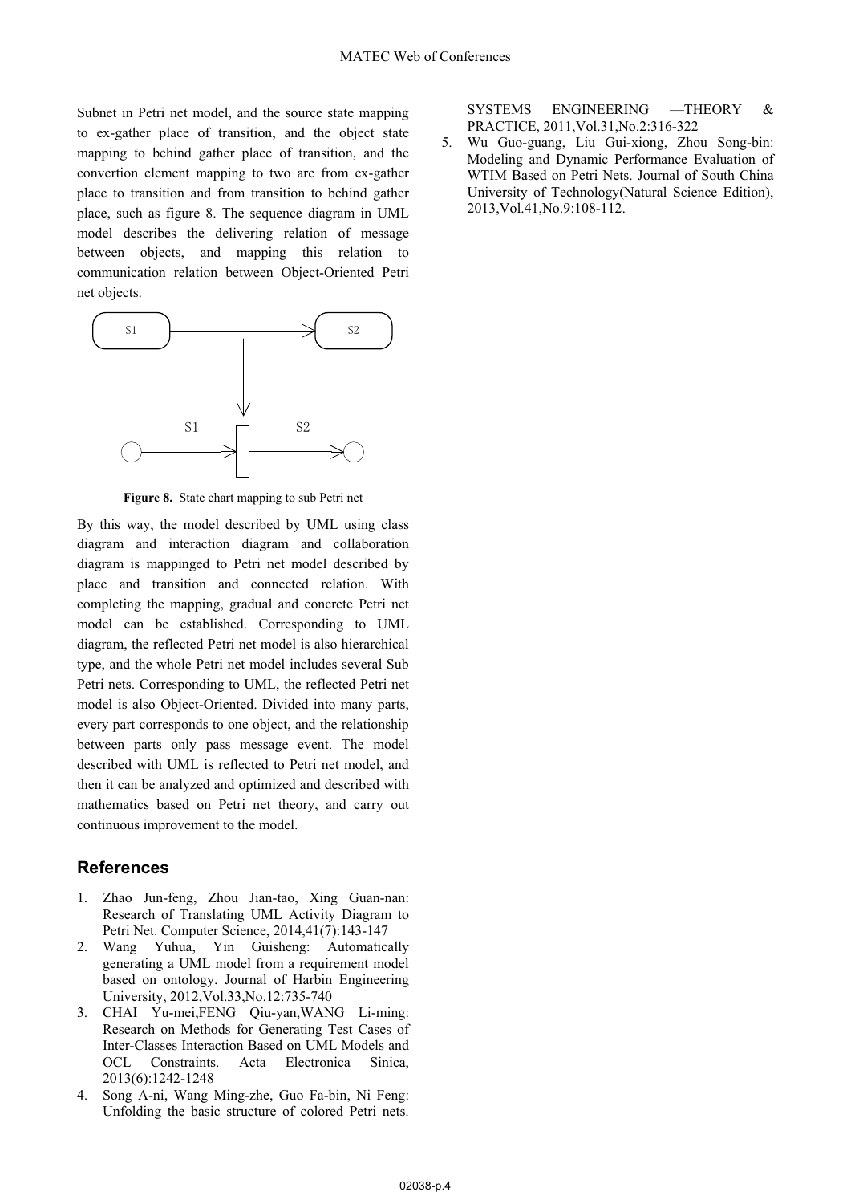Subnet in Petri net model, and the source state mapping to ex-gather place of transition, and the object state mapping to behind gather place of transition, and the convertion element mapping to two arc from ex-gather place to transition and from transition to behind gather place, such as figure 8. The sequence diagram in UML model describes the delivering relation of message between objects, and mapping this relation to communication relation between Object-Oriented Petri net objects.

S1

S2

S1

S2

**Figure 8.** State chart mapping to sub Petri net

By this way, the model described by UML using class diagram and interaction diagram and collaboration diagram is mappinged to Petri net model described by place and transition and connected relation. With completing the mapping, gradual and concrete Petri net model can be established. Corresponding to UML diagram, the reflected Petri net model is also hierarchical type, and the whole Petri net model includes several Sub Petri nets. Corresponding to UML, the reflected Petri net model is also Object-Oriented. Divided into many parts, every part corresponds to one object, and the relationship between parts only pass message event. The model described with UML is reflected to Petri net model, and then it can be analyzed and optimized and described with mathematics based on Petri net theory, and carry out continuous improvement to the model.

## References

1. Zhao Jun-feng, Zhou Jian-tao, Xing Guan-nan: Research of Translating UML Activity Diagram to Petri Net. Computer Science, 2014,41(7):143-147
2. Wang Yuhua, Yin Guisheng: Automatically generating a UML model from a requirement model based on ontology. Journal of Harbin Engineering University, 2012,Vol.33,No.12:735-740
3. CHAI Yu-mei,FENG Qiu-yan,WANG Li-ming: Research on Methods for Generating Test Cases of Inter-Classes Interaction Based on UML Models and OCL Constraints. Acta Electronica Sinica, 2013(6):1242-1248
4. Song A-ni, Wang Ming-zhe, Guo Fa-bin, Ni Feng: Unfolding the basic structure of colored Petri nets. SYSTEMS ENGINEERING —THEORY & PRACTICE, 2011,Vol.31,No.2:316-322
5. Wu Guo-guang, Liu Gui-xiong, Zhou Song-bin: Modeling and Dynamic Performance Evaluation of WTIM Based on Petri Nets. Journal of South China University of Technology(Natural Science Edition), 2013,Vol.41,No.9:108-112.